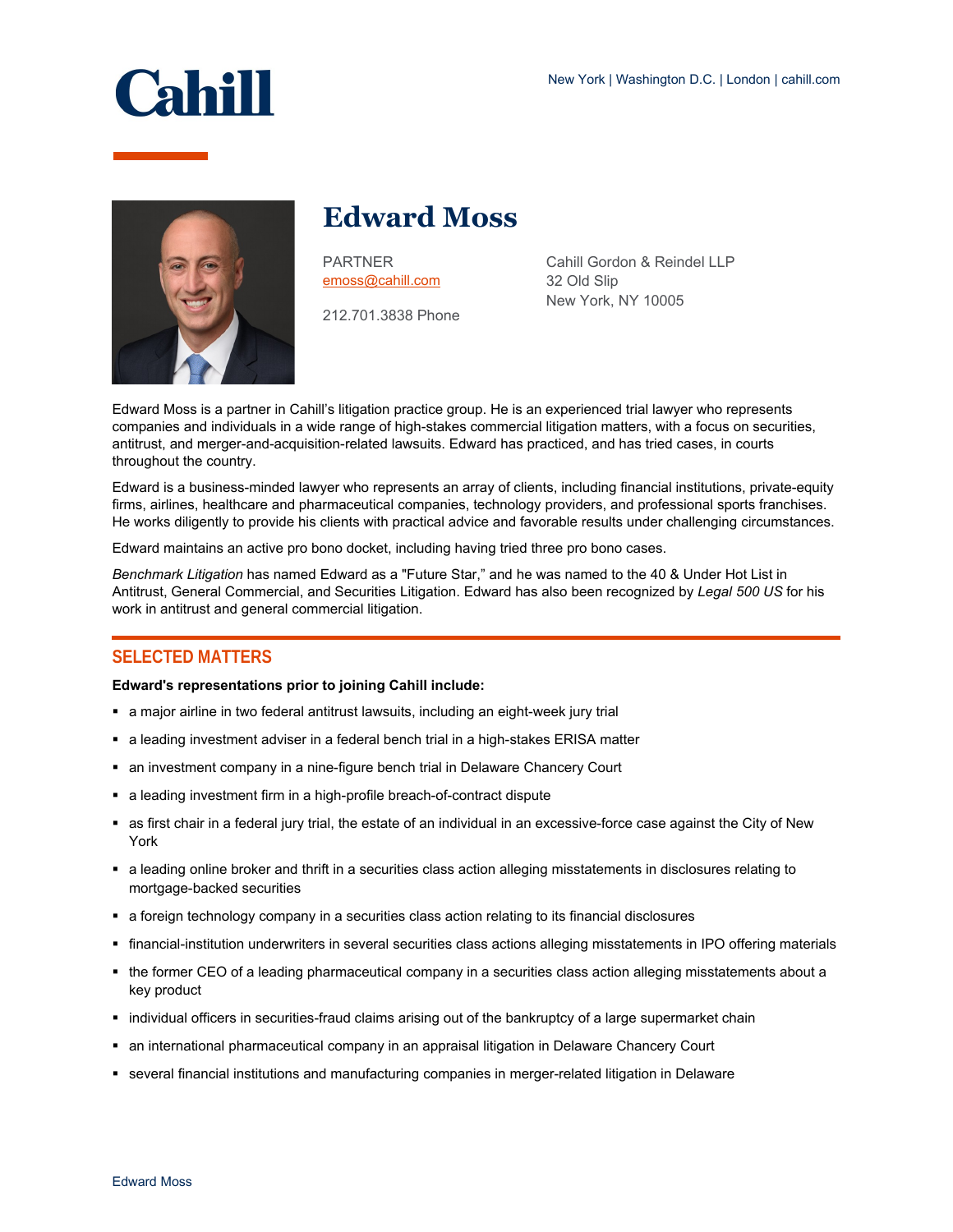Cahill

New York | Washington D.C. | London | cahill.com

# Edward Moss

PARTNER
emoss@cahill.com

212.701.3838 Phone

Cahill Gordon & Reindel LLP
32 Old Slip
New York, NY 10005

Edward Moss is a partner in Cahill's litigation practice group. He is an experienced trial lawyer who represents companies and individuals in a wide range of high-stakes commercial litigation matters, with a focus on securities, antitrust, and merger-and-acquisition-related lawsuits. Edward has practiced, and has tried cases, in courts throughout the country.

Edward is a business-minded lawyer who represents an array of clients, including financial institutions, private-equity firms, airlines, healthcare and pharmaceutical companies, technology providers, and professional sports franchises. He works diligently to provide his clients with practical advice and favorable results under challenging circumstances.

Edward maintains an active pro bono docket, including having tried three pro bono cases.

*Benchmark Litigation* has named Edward as a "Future Star," and he was named to the 40 & Under Hot List in Antitrust, General Commercial, and Securities Litigation. Edward has also been recognized by *Legal 500 US* for his work in antitrust and general commercial litigation.

## SELECTED MATTERS

**Edward's representations prior to joining Cahill include:**

- a major airline in two federal antitrust lawsuits, including an eight-week jury trial
- a leading investment adviser in a federal bench trial in a high-stakes ERISA matter
- an investment company in a nine-figure bench trial in Delaware Chancery Court
- a leading investment firm in a high-profile breach-of-contract dispute
- as first chair in a federal jury trial, the estate of an individual in an excessive-force case against the City of New York
- a leading online broker and thrift in a securities class action alleging misstatements in disclosures relating to mortgage-backed securities
- a foreign technology company in a securities class action relating to its financial disclosures
- financial-institution underwriters in several securities class actions alleging misstatements in IPO offering materials
- the former CEO of a leading pharmaceutical company in a securities class action alleging misstatements about a key product
- individual officers in securities-fraud claims arising out of the bankruptcy of a large supermarket chain
- an international pharmaceutical company in an appraisal litigation in Delaware Chancery Court
- several financial institutions and manufacturing companies in merger-related litigation in Delaware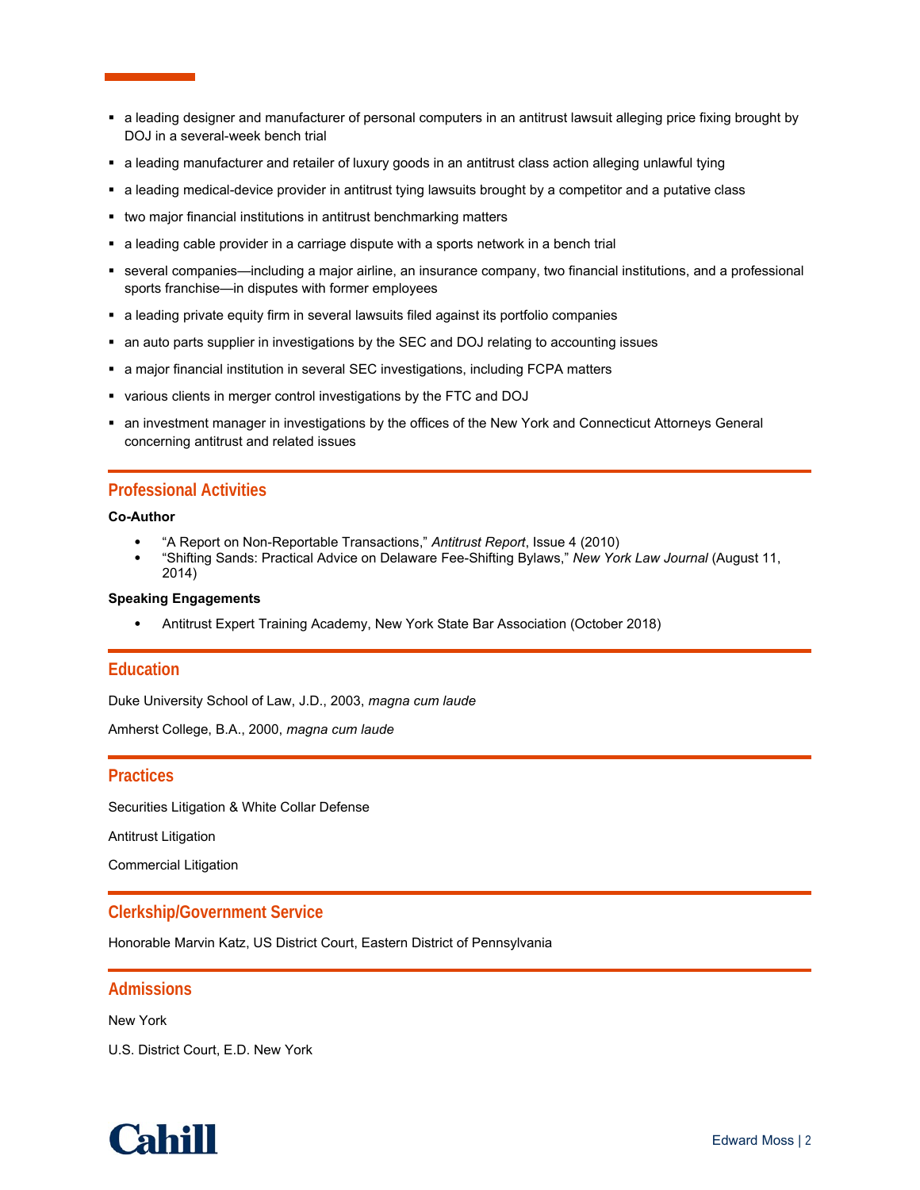- a leading designer and manufacturer of personal computers in an antitrust lawsuit alleging price fixing brought by DOJ in a several-week bench trial
- a leading manufacturer and retailer of luxury goods in an antitrust class action alleging unlawful tying
- a leading medical-device provider in antitrust tying lawsuits brought by a competitor and a putative class
- two major financial institutions in antitrust benchmarking matters
- a leading cable provider in a carriage dispute with a sports network in a bench trial
- several companies—including a major airline, an insurance company, two financial institutions, and a professional sports franchise—in disputes with former employees
- a leading private equity firm in several lawsuits filed against its portfolio companies
- an auto parts supplier in investigations by the SEC and DOJ relating to accounting issues
- a major financial institution in several SEC investigations, including FCPA matters
- various clients in merger control investigations by the FTC and DOJ
- an investment manager in investigations by the offices of the New York and Connecticut Attorneys General concerning antitrust and related issues

## Professional Activities

**Co-Author**

- "A Report on Non-Reportable Transactions," *Antitrust Report*, Issue 4 (2010)
- "Shifting Sands: Practical Advice on Delaware Fee-Shifting Bylaws," *New York Law Journal* (August 11, 2014)

**Speaking Engagements**

- Antitrust Expert Training Academy, New York State Bar Association (October 2018)

## Education

Duke University School of Law, J.D., 2003, *magna cum laude*

Amherst College, B.A., 2000, *magna cum laude*

## Practices

Securities Litigation & White Collar Defense

Antitrust Litigation

Commercial Litigation

## Clerkship/Government Service

Honorable Marvin Katz, US District Court, Eastern District of Pennsylvania

## Admissions

New York

U.S. District Court, E.D. New York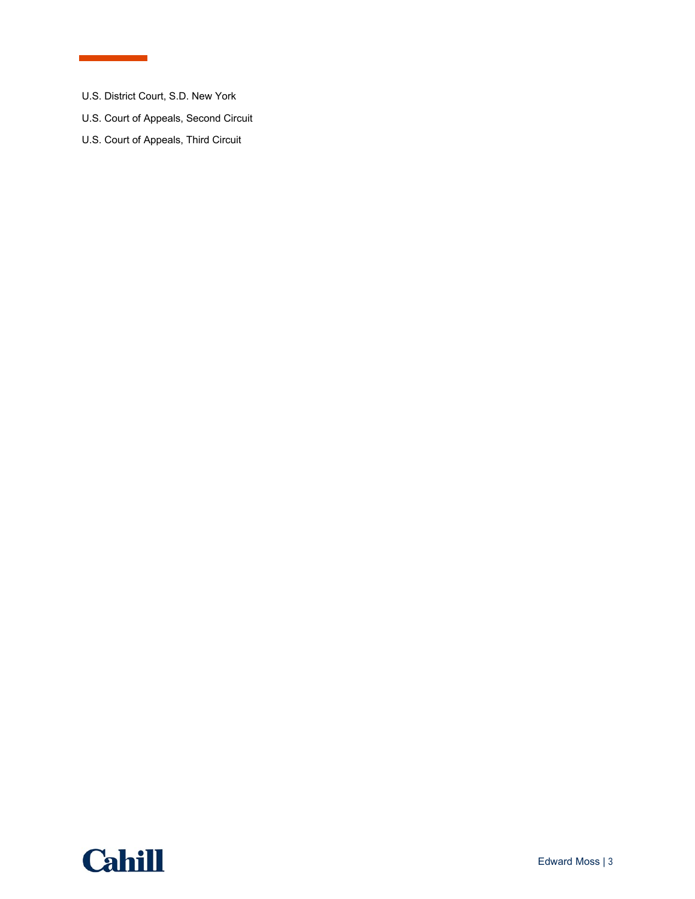U.S. District Court, S.D. New York

U.S. Court of Appeals, Second Circuit

U.S. Court of Appeals, Third Circuit